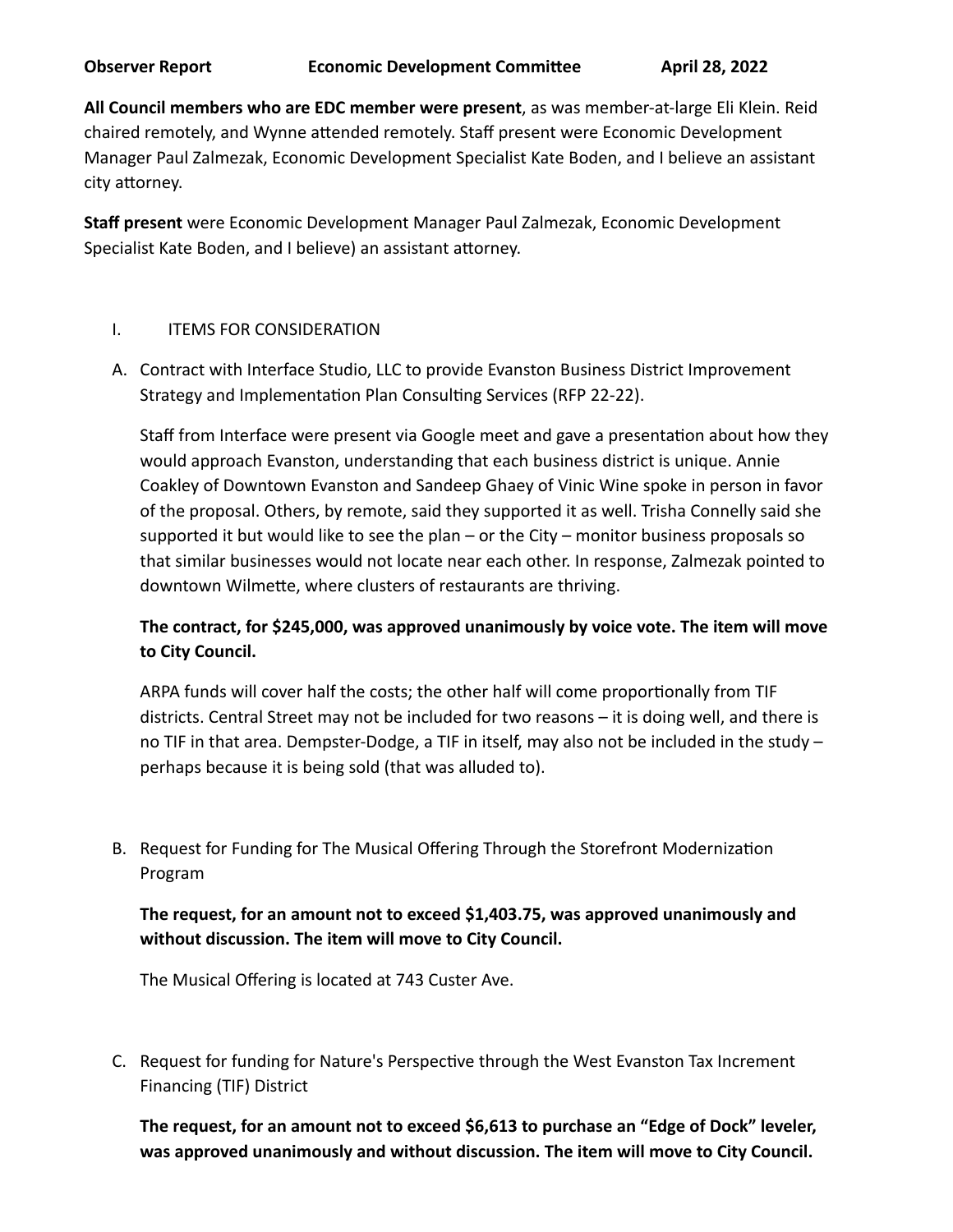**Observer Report Economic Development Committee April 28, 2022**

**All Council members who are EDC member were present**, as was member-at-large Eli Klein. Reid chaired remotely, and Wynne attended remotely. Staff present were Economic Development Manager Paul Zalmezak, Economic Development Specialist Kate Boden, and I believe an assistant city attorney.

**Staff present** were Economic Development Manager Paul Zalmezak, Economic Development Specialist Kate Boden, and I believe) an assistant attorney.

I. ITEMS FOR CONSIDERATION

A. Contract with Interface Studio, LLC to provide Evanston Business District Improvement Strategy and Implementation Plan Consulting Services (RFP 22-22).

Staff from Interface were present via Google meet and gave a presentation about how they would approach Evanston, understanding that each business district is unique. Annie Coakley of Downtown Evanston and Sandeep Ghaey of Vinic Wine spoke in person in favor of the proposal. Others, by remote, said they supported it as well. Trisha Connelly said she supported it but would like to see the plan – or the City – monitor business proposals so that similar businesses would not locate near each other. In response, Zalmezak pointed to downtown Wilmette, where clusters of restaurants are thriving.

**The contract, for $245,000, was approved unanimously by voice vote. The item will move to City Council.**

ARPA funds will cover half the costs; the other half will come proportionally from TIF districts. Central Street may not be included for two reasons – it is doing well, and there is no TIF in that area. Dempster-Dodge, a TIF in itself, may also not be included in the study – perhaps because it is being sold (that was alluded to).

B. Request for Funding for The Musical Offering Through the Storefront Modernization Program

**The request, for an amount not to exceed $1,403.75, was approved unanimously and without discussion. The item will move to City Council.**

The Musical Offering is located at 743 Custer Ave.

C. Request for funding for Nature's Perspective through the West Evanston Tax Increment Financing (TIF) District

**The request, for an amount not to exceed $6,613 to purchase an "Edge of Dock" leveler, was approved unanimously and without discussion. The item will move to City Council.**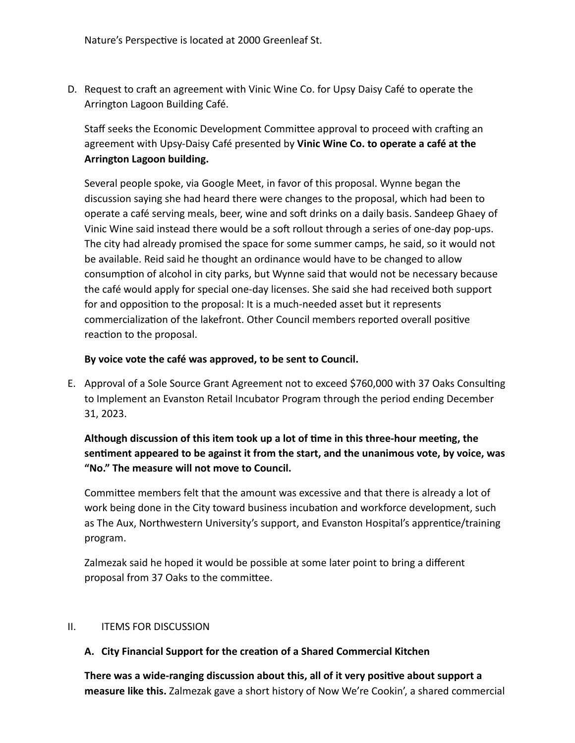Nature's Perspective is located at 2000 Greenleaf St.

D. Request to craft an agreement with Vinic Wine Co. for Upsy Daisy Café to operate the Arrington Lagoon Building Café.

   Staff seeks the Economic Development Committee approval to proceed with crafting an agreement with Upsy-Daisy Café presented by **Vinic Wine Co. to operate a café at the Arrington Lagoon building.**

   Several people spoke, via Google Meet, in favor of this proposal. Wynne began the discussion saying she had heard there were changes to the proposal, which had been to operate a café serving meals, beer, wine and soft drinks on a daily basis. Sandeep Ghaey of Vinic Wine said instead there would be a soft rollout through a series of one-day pop-ups. The city had already promised the space for some summer camps, he said, so it would not be available. Reid said he thought an ordinance would have to be changed to allow consumption of alcohol in city parks, but Wynne said that would not be necessary because the café would apply for special one-day licenses. She said she had received both support for and opposition to the proposal: It is a much-needed asset but it represents commercialization of the lakefront. Other Council members reported overall positive reaction to the proposal.

   **By voice vote the café was approved, to be sent to Council.**

E. Approval of a Sole Source Grant Agreement not to exceed $760,000 with 37 Oaks Consulting to Implement an Evanston Retail Incubator Program through the period ending December 31, 2023.

   **Although discussion of this item took up a lot of time in this three-hour meeting, the sentiment appeared to be against it from the start, and the unanimous vote, by voice, was "No." The measure will not move to Council.**

   Committee members felt that the amount was excessive and that there is already a lot of work being done in the City toward business incubation and workforce development, such as The Aux, Northwestern University's support, and Evanston Hospital's apprentice/training program.

   Zalmezak said he hoped it would be possible at some later point to bring a different proposal from 37 Oaks to the committee.

II. ITEMS FOR DISCUSSION

   **A. City Financial Support for the creation of a Shared Commercial Kitchen**

   **There was a wide-ranging discussion about this, all of it very positive about support a measure like this.** Zalmezak gave a short history of Now We're Cookin', a shared commercial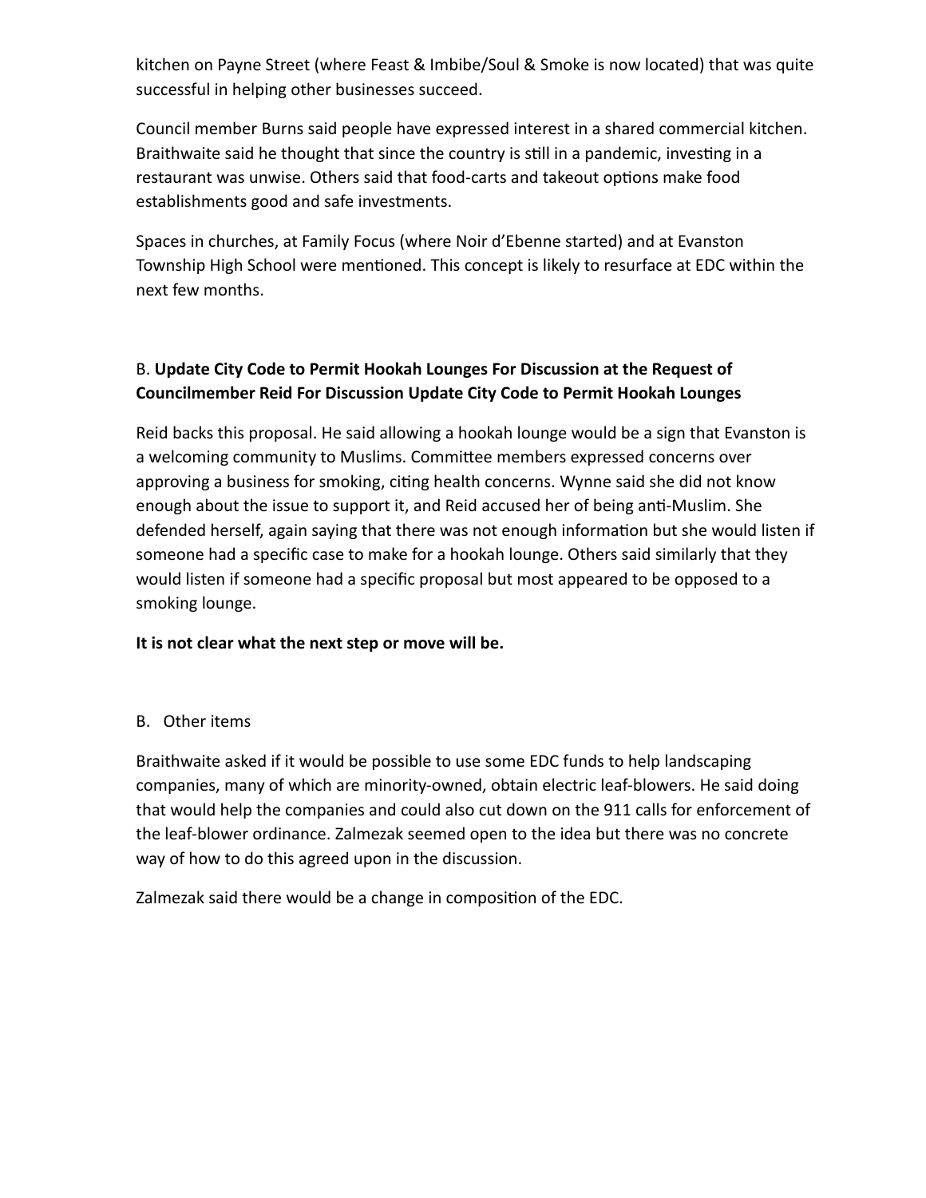kitchen on Payne Street (where Feast & Imbibe/Soul & Smoke is now located) that was quite successful in helping other businesses succeed.

Council member Burns said people have expressed interest in a shared commercial kitchen. Braithwaite said he thought that since the country is still in a pandemic, investing in a restaurant was unwise. Others said that food-carts and takeout options make food establishments good and safe investments.

Spaces in churches, at Family Focus (where Noir d'Ebenne started) and at Evanston Township High School were mentioned. This concept is likely to resurface at EDC within the next few months.

B. **Update City Code to Permit Hookah Lounges For Discussion at the Request of Councilmember Reid For Discussion Update City Code to Permit Hookah Lounges**

Reid backs this proposal. He said allowing a hookah lounge would be a sign that Evanston is a welcoming community to Muslims. Committee members expressed concerns over approving a business for smoking, citing health concerns. Wynne said she did not know enough about the issue to support it, and Reid accused her of being anti-Muslim. She defended herself, again saying that there was not enough information but she would listen if someone had a specific case to make for a hookah lounge. Others said similarly that they would listen if someone had a specific proposal but most appeared to be opposed to a smoking lounge.

**It is not clear what the next step or move will be.**

B. Other items

Braithwaite asked if it would be possible to use some EDC funds to help landscaping companies, many of which are minority-owned, obtain electric leaf-blowers. He said doing that would help the companies and could also cut down on the 911 calls for enforcement of the leaf-blower ordinance. Zalmezak seemed open to the idea but there was no concrete way of how to do this agreed upon in the discussion.

Zalmezak said there would be a change in composition of the EDC.